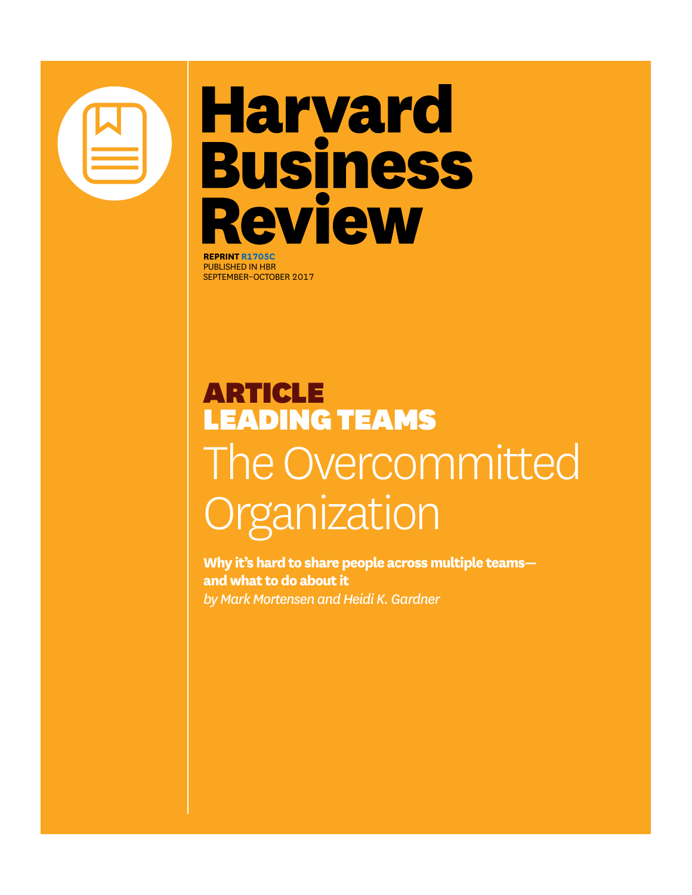# Harvard Business Review

**REPRINT R1705C**
PUBLISHED IN HBR
SEPTEMBER–OCTOBER 2017

**ARTICLE**
**LEADING TEAMS**

## The Overcommitted Organization

**Why it's hard to share people across multiple teams—and what to do about it**

*by Mark Mortensen and Heidi K. Gardner*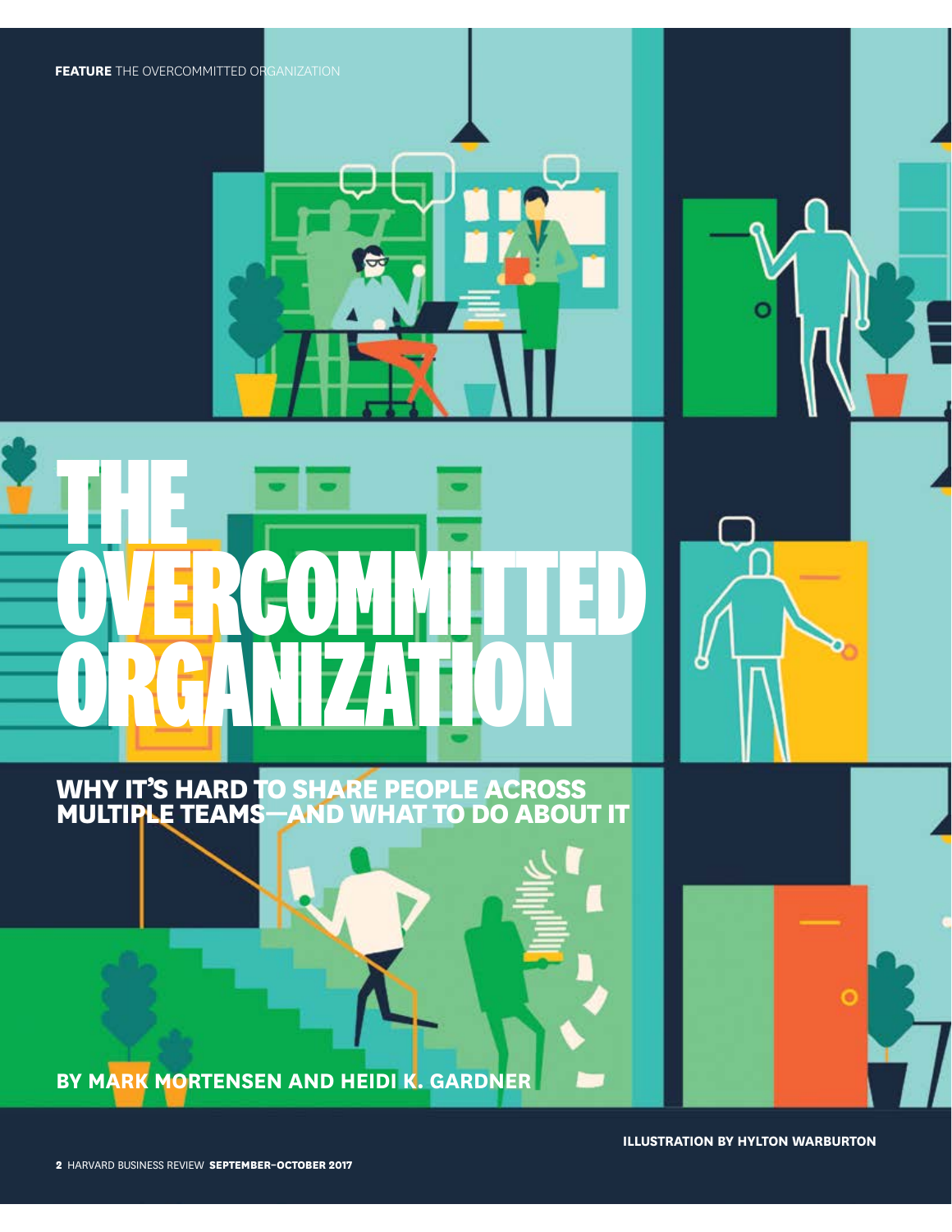# THE OVERCOMMITTED ORGANIZATION

## WHY IT'S HARD TO SHARE PEOPLE ACROSS MULTIPLE TEAMS—AND WHAT TO DO ABOUT IT

**BY MARK MORTENSEN AND HEIDI K. GARDNER**

ILLUSTRATION BY HYLTON WARBURTON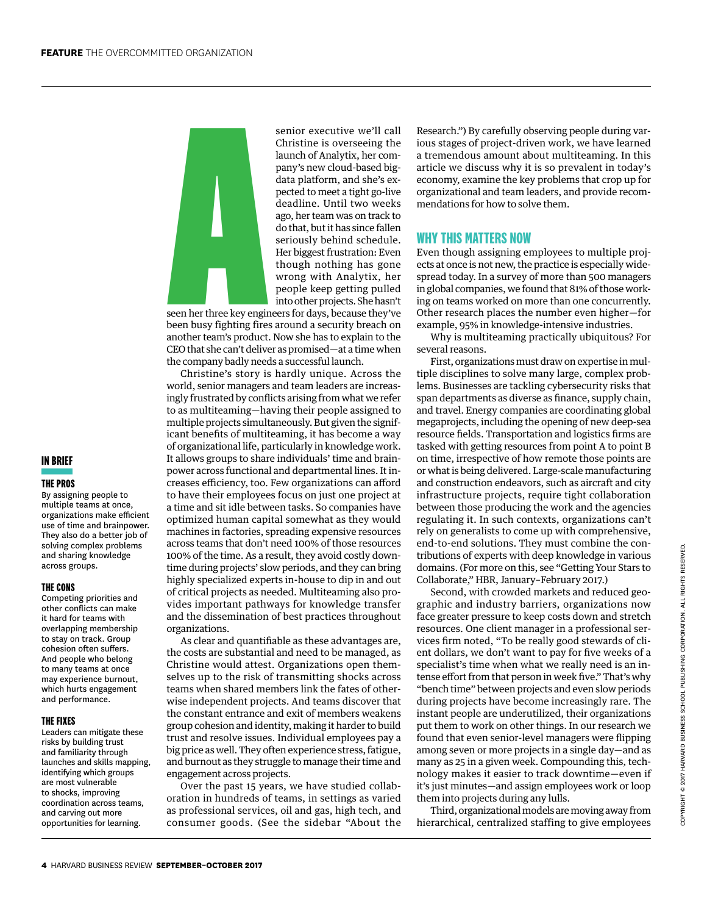A senior executive we'll call Christine is overseeing the launch of Analytix, her company's new cloud-based big-data platform, and she's expected to meet a tight go-live deadline. Until two weeks ago, her team was on track to do that, but it has since fallen seriously behind schedule. Her biggest frustration: Even though nothing has gone wrong with Analytix, her people keep getting pulled into other projects. She hasn't seen her three key engineers for days, because they've been busy fighting fires around a security breach on another team's product. Now she has to explain to the CEO that she can't deliver as promised—at a time when the company badly needs a successful launch.

Christine's story is hardly unique. Across the world, senior managers and team leaders are increasingly frustrated by conflicts arising from what we refer to as multiteaming—having their people assigned to multiple projects simultaneously. But given the significant benefits of multiteaming, it has become a way of organizational life, particularly in knowledge work. It allows groups to share individuals' time and brainpower across functional and departmental lines. It increases efficiency, too. Few organizations can afford to have their employees focus on just one project at a time and sit idle between tasks. So companies have optimized human capital somewhat as they would machines in factories, spreading expensive resources across teams that don't need 100% of those resources 100% of the time. As a result, they avoid costly downtime during projects' slow periods, and they can bring highly specialized experts in-house to dip in and out of critical projects as needed. Multiteaming also provides important pathways for knowledge transfer and the dissemination of best practices throughout organizations.

As clear and quantifiable as these advantages are, the costs are substantial and need to be managed, as Christine would attest. Organizations open themselves up to the risk of transmitting shocks across teams when shared members link the fates of otherwise independent projects. And teams discover that the constant entrance and exit of members weakens group cohesion and identity, making it harder to build trust and resolve issues. Individual employees pay a big price as well. They often experience stress, fatigue, and burnout as they struggle to manage their time and engagement across projects.

Over the past 15 years, we have studied collaboration in hundreds of teams, in settings as varied as professional services, oil and gas, high tech, and consumer goods. (See the sidebar "About the Research.") By carefully observing people during various stages of project-driven work, we have learned a tremendous amount about multiteaming. In this article we discuss why it is so prevalent in today's economy, examine the key problems that crop up for organizational and team leaders, and provide recommendations for how to solve them.

## IN BRIEF

### THE PROS

By assigning people to multiple teams at once, organizations make efficient use of time and brainpower. They also do a better job of solving complex problems and sharing knowledge across groups.

### THE CONS

Competing priorities and other conflicts can make it hard for teams with overlapping membership to stay on track. Group cohesion often suffers. And people who belong to many teams at once may experience burnout, which hurts engagement and performance.

### THE FIXES

Leaders can mitigate these risks by building trust and familiarity through launches and skills mapping, identifying which groups are most vulnerable to shocks, improving coordination across teams, and carving out more opportunities for learning.

## WHY THIS MATTERS NOW

Even though assigning employees to multiple projects at once is not new, the practice is especially widespread today. In a survey of more than 500 managers in global companies, we found that 81% of those working on teams worked on more than one concurrently. Other research places the number even higher—for example, 95% in knowledge-intensive industries.

Why is multiteaming practically ubiquitous? For several reasons.

First, organizations must draw on expertise in multiple disciplines to solve many large, complex problems. Businesses are tackling cybersecurity risks that span departments as diverse as finance, supply chain, and travel. Energy companies are coordinating global megaprojects, including the opening of new deep-sea resource fields. Transportation and logistics firms are tasked with getting resources from point A to point B on time, irrespective of how remote those points are or what is being delivered. Large-scale manufacturing and construction endeavors, such as aircraft and city infrastructure projects, require tight collaboration between those producing the work and the agencies regulating it. In such contexts, organizations can't rely on generalists to come up with comprehensive, end-to-end solutions. They must combine the contributions of experts with deep knowledge in various domains. (For more on this, see "Getting Your Stars to Collaborate," HBR, January–February 2017.)

Second, with crowded markets and reduced geographic and industry barriers, organizations now face greater pressure to keep costs down and stretch resources. One client manager in a professional services firm noted, "To be really good stewards of client dollars, we don't want to pay for five weeks of a specialist's time when what we really need is an intense effort from that person in week five." That's why "bench time" between projects and even slow periods during projects have become increasingly rare. The instant people are underutilized, their organizations put them to work on other things. In our research we found that even senior-level managers were flipping among seven or more projects in a single day—and as many as 25 in a given week. Compounding this, technology makes it easier to track downtime—even if it's just minutes—and assign employees work or loop them into projects during any lulls.

Third, organizational models are moving away from hierarchical, centralized staffing to give employees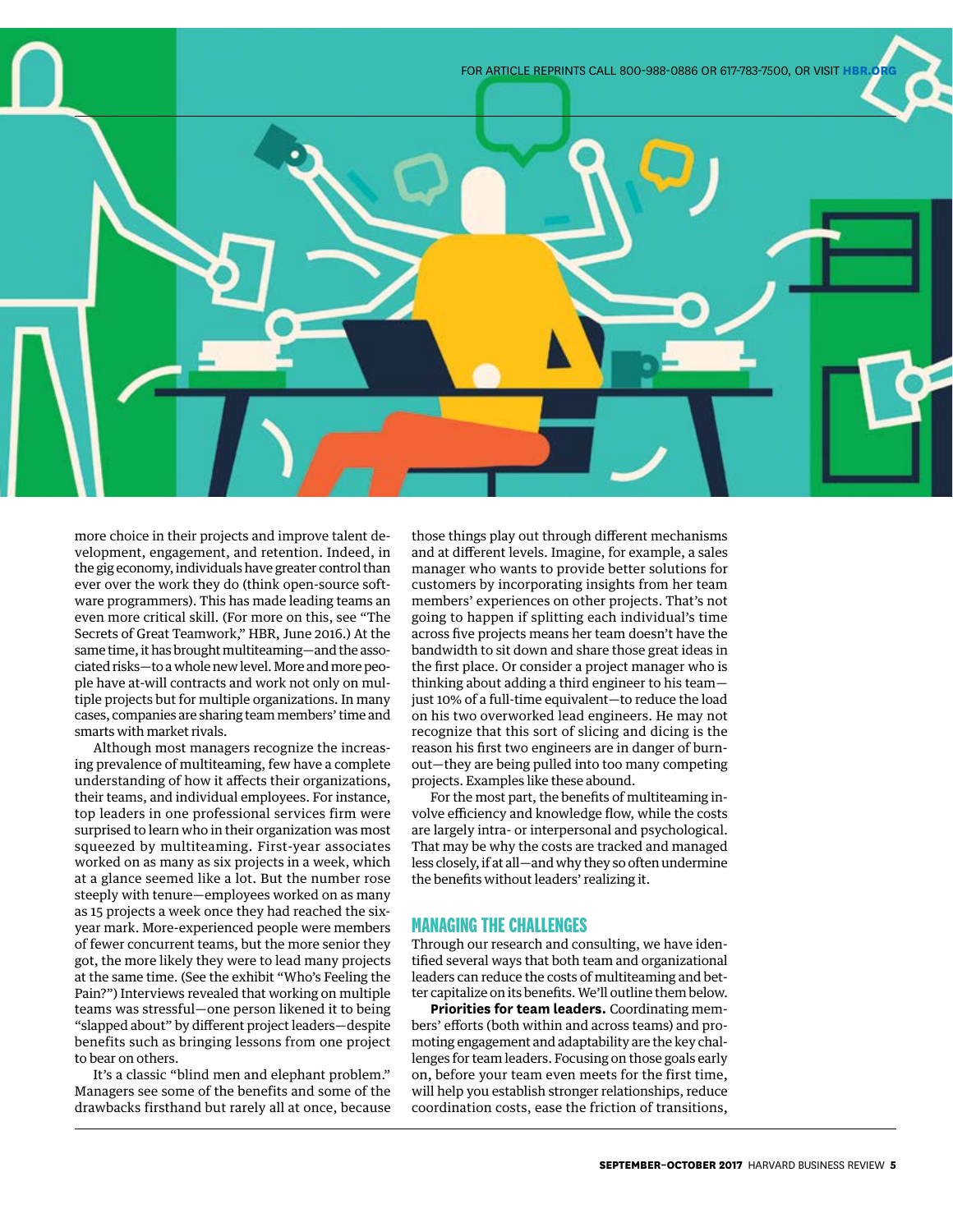more choice in their projects and improve talent development, engagement, and retention. Indeed, in the gig economy, individuals have greater control than ever over the work they do (think open-source software programmers). This has made leading teams an even more critical skill. (For more on this, see "The Secrets of Great Teamwork," HBR, June 2016.) At the same time, it has brought multiteaming—and the associated risks—to a whole new level. More and more people have at-will contracts and work not only on multiple projects but for multiple organizations. In many cases, companies are sharing team members' time and smarts with market rivals.

Although most managers recognize the increasing prevalence of multiteaming, few have a complete understanding of how it affects their organizations, their teams, and individual employees. For instance, top leaders in one professional services firm were surprised to learn who in their organization was most squeezed by multiteaming. First-year associates worked on as many as six projects in a week, which at a glance seemed like a lot. But the number rose steeply with tenure—employees worked on as many as 15 projects a week once they had reached the six-year mark. More-experienced people were members of fewer concurrent teams, but the more senior they got, the more likely they were to lead many projects at the same time. (See the exhibit "Who's Feeling the Pain?") Interviews revealed that working on multiple teams was stressful—one person likened it to being "slapped about" by different project leaders—despite benefits such as bringing lessons from one project to bear on others.

It's a classic "blind men and elephant problem." Managers see some of the benefits and some of the drawbacks firsthand but rarely all at once, because those things play out through different mechanisms and at different levels. Imagine, for example, a sales manager who wants to provide better solutions for customers by incorporating insights from her team members' experiences on other projects. That's not going to happen if splitting each individual's time across five projects means her team doesn't have the bandwidth to sit down and share those great ideas in the first place. Or consider a project manager who is thinking about adding a third engineer to his team—just 10% of a full-time equivalent—to reduce the load on his two overworked lead engineers. He may not recognize that this sort of slicing and dicing is the reason his first two engineers are in danger of burnout—they are being pulled into too many competing projects. Examples like these abound.

For the most part, the benefits of multiteaming involve efficiency and knowledge flow, while the costs are largely intra- or interpersonal and psychological. That may be why the costs are tracked and managed less closely, if at all—and why they so often undermine the benefits without leaders' realizing it.

## MANAGING THE CHALLENGES

Through our research and consulting, we have identified several ways that both team and organizational leaders can reduce the costs of multiteaming and better capitalize on its benefits. We'll outline them below.

**Priorities for team leaders.** Coordinating members' efforts (both within and across teams) and promoting engagement and adaptability are the key challenges for team leaders. Focusing on those goals early on, before your team even meets for the first time, will help you establish stronger relationships, reduce coordination costs, ease the friction of transitions,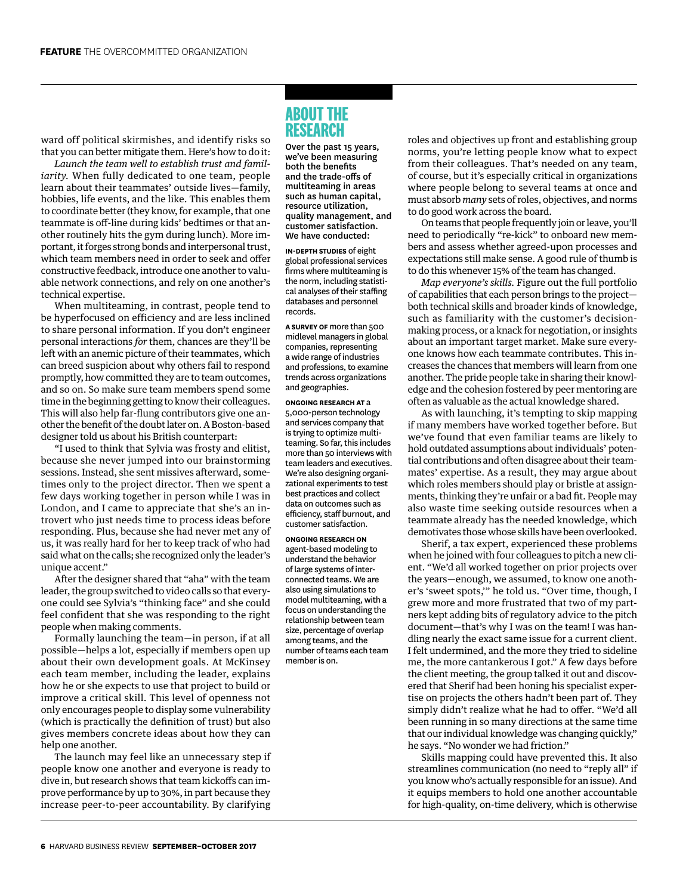ward off political skirmishes, and identify risks so that you can better mitigate them. Here's how to do it:

*Launch the team well to establish trust and familiarity.* When fully dedicated to one team, people learn about their teammates' outside lives—family, hobbies, life events, and the like. This enables them to coordinate better (they know, for example, that one teammate is off-line during kids' bedtimes or that another routinely hits the gym during lunch). More important, it forges strong bonds and interpersonal trust, which team members need in order to seek and offer constructive feedback, introduce one another to valuable network connections, and rely on one another's technical expertise.

When multiteaming, in contrast, people tend to be hyperfocused on efficiency and are less inclined to share personal information. If you don't engineer personal interactions *for* them, chances are they'll be left with an anemic picture of their teammates, which can breed suspicion about why others fail to respond promptly, how committed they are to team outcomes, and so on. So make sure team members spend some time in the beginning getting to know their colleagues. This will also help far-flung contributors give one another the benefit of the doubt later on. A Boston-based designer told us about his British counterpart:

"I used to think that Sylvia was frosty and elitist, because she never jumped into our brainstorming sessions. Instead, she sent missives afterward, sometimes only to the project director. Then we spent a few days working together in person while I was in London, and I came to appreciate that she's an introvert who just needs time to process ideas before responding. Plus, because she had never met any of us, it was really hard for her to keep track of who had said what on the calls; she recognized only the leader's unique accent."

After the designer shared that "aha" with the team leader, the group switched to video calls so that everyone could see Sylvia's "thinking face" and she could feel confident that she was responding to the right people when making comments.

Formally launching the team—in person, if at all possible—helps a lot, especially if members open up about their own development goals. At McKinsey each team member, including the leader, explains how he or she expects to use that project to build or improve a critical skill. This level of openness not only encourages people to display some vulnerability (which is practically the definition of trust) but also gives members concrete ideas about how they can help one another.

The launch may feel like an unnecessary step if people know one another and everyone is ready to dive in, but research shows that team kickoffs can improve performance by up to 30%, in part because they increase peer-to-peer accountability. By clarifying roles and objectives up front and establishing group norms, you're letting people know what to expect from their colleagues. That's needed on any team, of course, but it's especially critical in organizations where people belong to several teams at once and must absorb *many* sets of roles, objectives, and norms to do good work across the board.

On teams that people frequently join or leave, you'll need to periodically "re-kick" to onboard new members and assess whether agreed-upon processes and expectations still make sense. A good rule of thumb is to do this whenever 15% of the team has changed.

*Map everyone's skills.* Figure out the full portfolio of capabilities that each person brings to the project—both technical skills and broader kinds of knowledge, such as familiarity with the customer's decision-making process, or a knack for negotiation, or insights about an important target market. Make sure everyone knows how each teammate contributes. This increases the chances that members will learn from one another. The pride people take in sharing their knowledge and the cohesion fostered by peer mentoring are often as valuable as the actual knowledge shared.

As with launching, it's tempting to skip mapping if many members have worked together before. But we've found that even familiar teams are likely to hold outdated assumptions about individuals' potential contributions and often disagree about their teammates' expertise. As a result, they may argue about which roles members should play or bristle at assignments, thinking they're unfair or a bad fit. People may also waste time seeking outside resources when a teammate already has the needed knowledge, which demotivates those whose skills have been overlooked.

Sherif, a tax expert, experienced these problems when he joined with four colleagues to pitch a new client. "We'd all worked together on prior projects over the years—enough, we assumed, to know one another's 'sweet spots,'" he told us. "Over time, though, I grew more and more frustrated that two of my partners kept adding bits of regulatory advice to the pitch document—that's why I was on the team! I was handling nearly the exact same issue for a current client. I felt undermined, and the more they tried to sideline me, the more cantankerous I got." A few days before the client meeting, the group talked it out and discovered that Sherif had been honing his specialist expertise on projects the others hadn't been part of. They simply didn't realize what he had to offer. "We'd all been running in so many directions at the same time that our individual knowledge was changing quickly," he says. "No wonder we had friction."

Skills mapping could have prevented this. It also streamlines communication (no need to "reply all" if you know who's actually responsible for an issue). And it equips members to hold one another accountable for high-quality, on-time delivery, which is otherwise

## ABOUT THE RESEARCH

**Over the past 15 years, we've been measuring both the benefits and the trade-offs of multiteaming in areas such as human capital, resource utilization, quality management, and customer satisfaction. We have conducted:**

**IN-DEPTH STUDIES** of eight global professional services firms where multiteaming is the norm, including statistical analyses of their staffing databases and personnel records.

**A SURVEY OF** more than 500 midlevel managers in global companies, representing a wide range of industries and professions, to examine trends across organizations and geographies.

**ONGOING RESEARCH AT** a 5,000-person technology and services company that is trying to optimize multiteaming. So far, this includes more than 50 interviews with team leaders and executives. We're also designing organizational experiments to test best practices and collect data on outcomes such as efficiency, staff burnout, and customer satisfaction.

**ONGOING RESEARCH ON** agent-based modeling to understand the behavior of large systems of interconnected teams. We are also using simulations to model multiteaming, with a focus on understanding the relationship between team size, percentage of overlap among teams, and the number of teams each team member is on.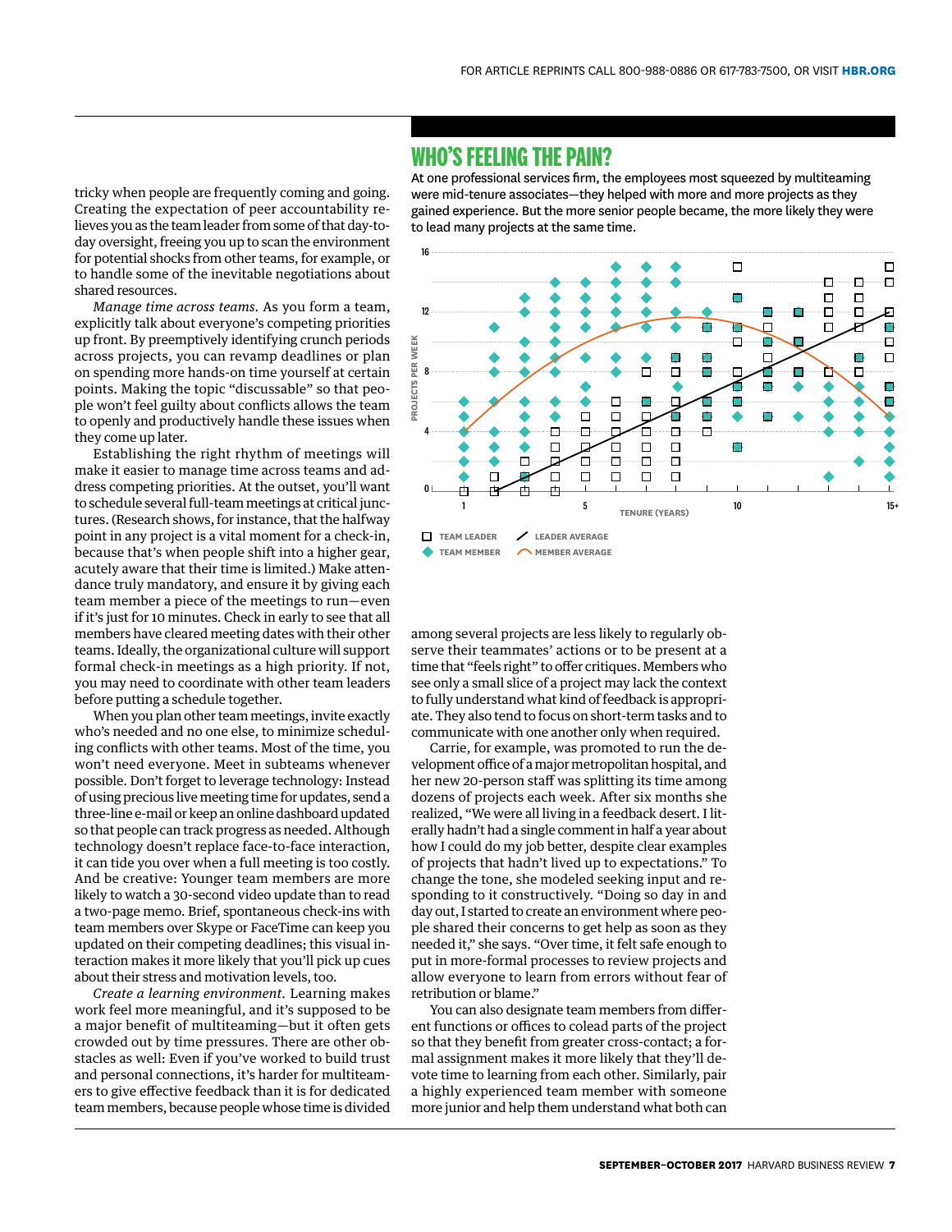tricky when people are frequently coming and going. Creating the expectation of peer accountability relieves you as the team leader from some of that day-to-day oversight, freeing you up to scan the environment for potential shocks from other teams, for example, or to handle some of the inevitable negotiations about shared resources.

*Manage time across teams.* As you form a team, explicitly talk about everyone's competing priorities up front. By preemptively identifying crunch periods across projects, you can revamp deadlines or plan on spending more hands-on time yourself at certain points. Making the topic "discussable" so that people won't feel guilty about conflicts allows the team to openly and productively handle these issues when they come up later.

Establishing the right rhythm of meetings will make it easier to manage time across teams and address competing priorities. At the outset, you'll want to schedule several full-team meetings at critical junctures. (Research shows, for instance, that the halfway point in any project is a vital moment for a check-in, because that's when people shift into a higher gear, acutely aware that their time is limited.) Make attendance truly mandatory, and ensure it by giving each team member a piece of the meetings to run—even if it's just for 10 minutes. Check in early to see that all members have cleared meeting dates with their other teams. Ideally, the organizational culture will support formal check-in meetings as a high priority. If not, you may need to coordinate with other team leaders before putting a schedule together.

When you plan other team meetings, invite exactly who's needed and no one else, to minimize scheduling conflicts with other teams. Most of the time, you won't need everyone. Meet in subteams whenever possible. Don't forget to leverage technology: Instead of using precious live meeting time for updates, send a three-line e-mail or keep an online dashboard updated so that people can track progress as needed. Although technology doesn't replace face-to-face interaction, it can tide you over when a full meeting is too costly. And be creative: Younger team members are more likely to watch a 30-second video update than to read a two-page memo. Brief, spontaneous check-ins with team members over Skype or FaceTime can keep you updated on their competing deadlines; this visual interaction makes it more likely that you'll pick up cues about their stress and motivation levels, too.

*Create a learning environment.* Learning makes work feel more meaningful, and it's supposed to be a major benefit of multiteaming—but it often gets crowded out by time pressures. There are other obstacles as well: Even if you've worked to build trust and personal connections, it's harder for multiteamers to give effective feedback than it is for dedicated team members, because people whose time is divided among several projects are less likely to regularly observe their teammates' actions or to be present at a time that "feels right" to offer critiques. Members who see only a small slice of a project may lack the context to fully understand what kind of feedback is appropriate. They also tend to focus on short-term tasks and to communicate with one another only when required.

Carrie, for example, was promoted to run the development office of a major metropolitan hospital, and her new 20-person staff was splitting its time among dozens of projects each week. After six months she realized, "We were all living in a feedback desert. I literally hadn't had a single comment in half a year about how I could do my job better, despite clear examples of projects that hadn't lived up to expectations." To change the tone, she modeled seeking input and responding to it constructively. "Doing so day in and day out, I started to create an environment where people shared their concerns to get help as soon as they needed it," she says. "Over time, it felt safe enough to put in more-formal processes to review projects and allow everyone to learn from errors without fear of retribution or blame."

You can also designate team members from different functions or offices to colead parts of the project so that they benefit from greater cross-contact; a formal assignment makes it more likely that they'll devote time to learning from each other. Similarly, pair a highly experienced team member with someone more junior and help them understand what both can

## WHO'S FEELING THE PAIN?

At one professional services firm, the employees most squeezed by multiteaming were mid-tenure associates—they helped with more and more projects as they gained experience. But the more senior people became, the more likely they were to lead many projects at the same time.

PROJECTS PER WEEK

16
12
8
4
0

1
5
10
15+

TENURE (YEARS)

TEAM LEADER
TEAM MEMBER
LEADER AVERAGE
MEMBER AVERAGE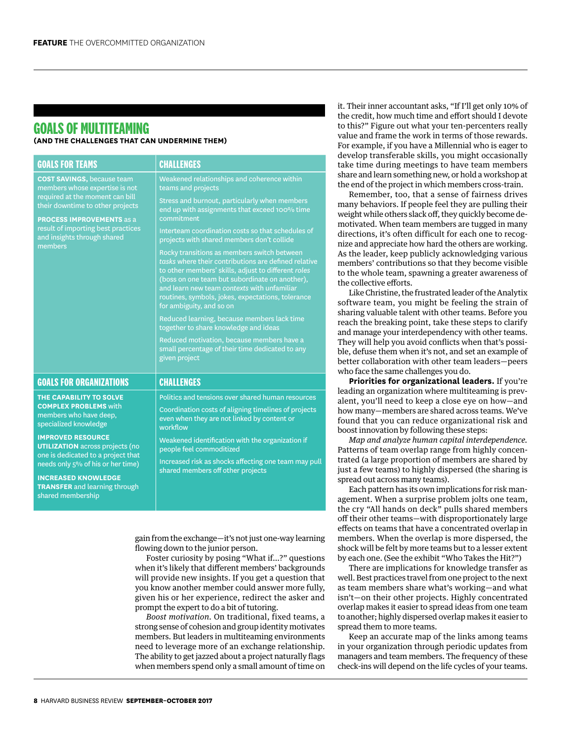## GOALS OF MULTITEAMING

**(AND THE CHALLENGES THAT CAN UNDERMINE THEM)**

| GOALS FOR TEAMS | CHALLENGES |
|---|---|
| **COST SAVINGS,** because team members whose expertise is not required at the moment can bill their downtime to other projects<br><br>**PROCESS IMPROVEMENTS** as a result of importing best practices and insights through shared members | Weakened relationships and coherence within teams and projects<br><br>Stress and burnout, particularly when members end up with assignments that exceed 100% time commitment<br><br>Interteam coordination costs so that schedules of projects with shared members don't collide<br><br>Rocky transitions as members switch between *tasks* where their contributions are defined relative to other members' skills, adjust to different *roles* (boss on one team but subordinate on another), and learn new team *contexts* with unfamiliar routines, symbols, jokes, expectations, tolerance for ambiguity, and so on<br><br>Reduced learning, because members lack time together to share knowledge and ideas<br><br>Reduced motivation, because members have a small percentage of their time dedicated to any given project |
| **GOALS FOR ORGANIZATIONS** | **CHALLENGES** |
| **THE CAPABILITY TO SOLVE COMPLEX PROBLEMS** with members who have deep, specialized knowledge<br><br>**IMPROVED RESOURCE UTILIZATION** across projects (no one is dedicated to a project that needs only 5% of his or her time)<br><br>**INCREASED KNOWLEDGE TRANSFER** and learning through shared membership | Politics and tensions over shared human resources<br><br>Coordination costs of aligning timelines of projects even when they are not linked by content or workflow<br><br>Weakened identification with the organization if people feel commoditized<br><br>Increased risk as shocks affecting one team may pull shared members off other projects |

gain from the exchange—it's not just one-way learning flowing down to the junior person.

Foster curiosity by posing "What if…?" questions when it's likely that different members' backgrounds will provide new insights. If you get a question that you know another member could answer more fully, given his or her experience, redirect the asker and prompt the expert to do a bit of tutoring.

*Boost motivation.* On traditional, fixed teams, a strong sense of cohesion and group identity motivates members. But leaders in multiteaming environments need to leverage more of an exchange relationship. The ability to get jazzed about a project naturally flags when members spend only a small amount of time on it. Their inner accountant asks, "If I'll get only 10% of the credit, how much time and effort should I devote to this?" Figure out what your ten-percenters really value and frame the work in terms of those rewards. For example, if you have a Millennial who is eager to develop transferable skills, you might occasionally take time during meetings to have team members share and learn something new, or hold a workshop at the end of the project in which members cross-train.

Remember, too, that a sense of fairness drives many behaviors. If people feel they are pulling their weight while others slack off, they quickly become demotivated. When team members are tugged in many directions, it's often difficult for each one to recognize and appreciate how hard the others are working. As the leader, keep publicly acknowledging various members' contributions so that they become visible to the whole team, spawning a greater awareness of the collective efforts.

Like Christine, the frustrated leader of the Analytix software team, you might be feeling the strain of sharing valuable talent with other teams. Before you reach the breaking point, take these steps to clarify and manage your interdependency with other teams. They will help you avoid conflicts when that's possible, defuse them when it's not, and set an example of better collaboration with other team leaders—peers who face the same challenges you do.

**Priorities for organizational leaders.** If you're leading an organization where multiteaming is prevalent, you'll need to keep a close eye on how—and how many—members are shared across teams. We've found that you can reduce organizational risk and boost innovation by following these steps:

*Map and analyze human capital interdependence.* Patterns of team overlap range from highly concentrated (a large proportion of members are shared by just a few teams) to highly dispersed (the sharing is spread out across many teams).

Each pattern has its own implications for risk management. When a surprise problem jolts one team, the cry "All hands on deck" pulls shared members off their other teams—with disproportionately large effects on teams that have a concentrated overlap in members. When the overlap is more dispersed, the shock will be felt by more teams but to a lesser extent by each one. (See the exhibit "Who Takes the Hit?")

There are implications for knowledge transfer as well. Best practices travel from one project to the next as team members share what's working—and what isn't—on their other projects. Highly concentrated overlap makes it easier to spread ideas from one team to another; highly dispersed overlap makes it easier to spread them to more teams.

Keep an accurate map of the links among teams in your organization through periodic updates from managers and team members. The frequency of these check-ins will depend on the life cycles of your teams.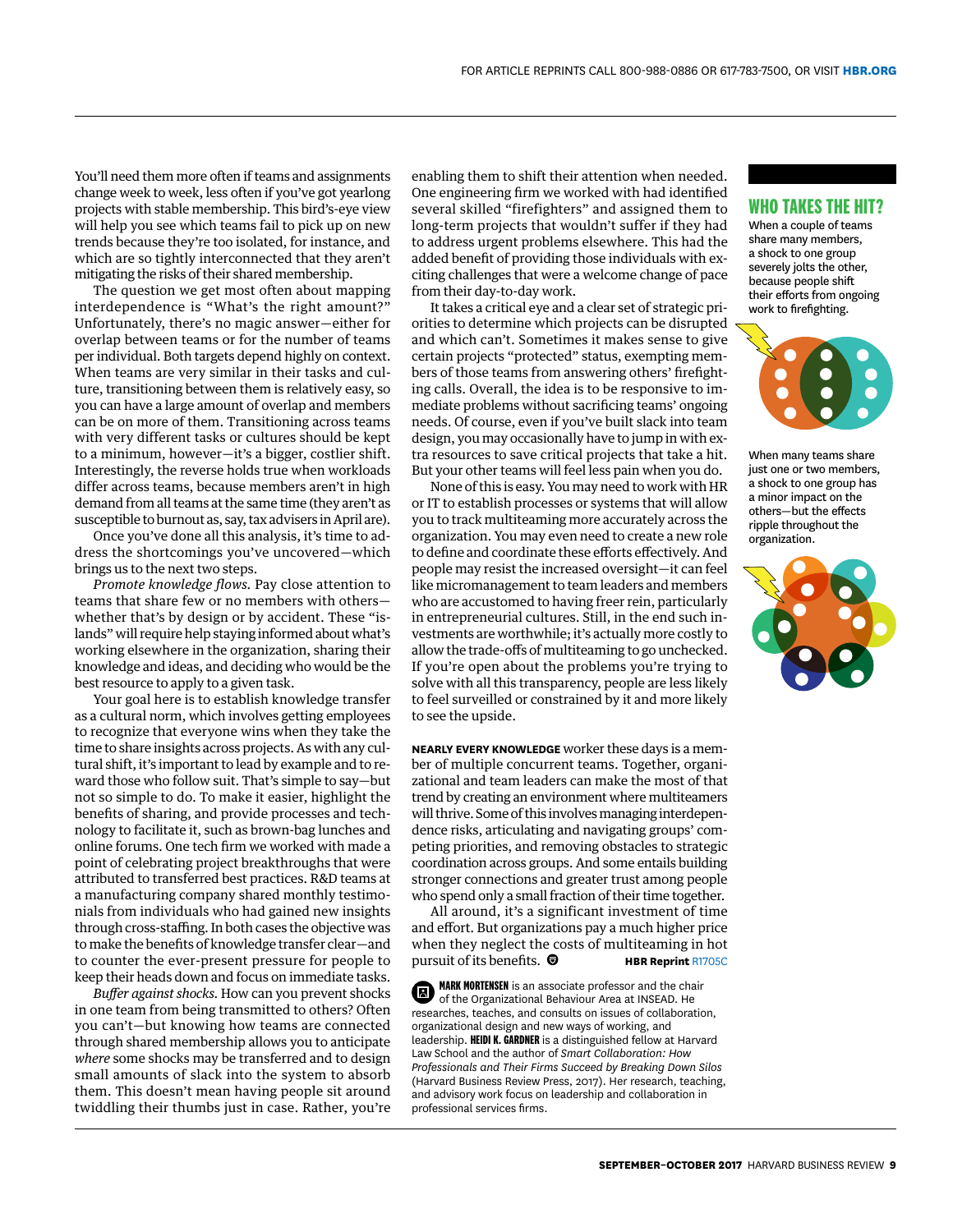You'll need them more often if teams and assignments change week to week, less often if you've got yearlong projects with stable membership. This bird's-eye view will help you see which teams fail to pick up on new trends because they're too isolated, for instance, and which are so tightly interconnected that they aren't mitigating the risks of their shared membership.

The question we get most often about mapping interdependence is "What's the right amount?" Unfortunately, there's no magic answer—either for overlap between teams or for the number of teams per individual. Both targets depend highly on context. When teams are very similar in their tasks and culture, transitioning between them is relatively easy, so you can have a large amount of overlap and members can be on more of them. Transitioning across teams with very different tasks or cultures should be kept to a minimum, however—it's a bigger, costlier shift. Interestingly, the reverse holds true when workloads differ across teams, because members aren't in high demand from all teams at the same time (they aren't as susceptible to burnout as, say, tax advisers in April are).

Once you've done all this analysis, it's time to address the shortcomings you've uncovered—which brings us to the next two steps.

*Promote knowledge flows.* Pay close attention to teams that share few or no members with others—whether that's by design or by accident. These "islands" will require help staying informed about what's working elsewhere in the organization, sharing their knowledge and ideas, and deciding who would be the best resource to apply to a given task.

Your goal here is to establish knowledge transfer as a cultural norm, which involves getting employees to recognize that everyone wins when they take the time to share insights across projects. As with any cultural shift, it's important to lead by example and to reward those who follow suit. That's simple to say—but not so simple to do. To make it easier, highlight the benefits of sharing, and provide processes and technology to facilitate it, such as brown-bag lunches and online forums. One tech firm we worked with made a point of celebrating project breakthroughs that were attributed to transferred best practices. R&D teams at a manufacturing company shared monthly testimonials from individuals who had gained new insights through cross-staffing. In both cases the objective was to make the benefits of knowledge transfer clear—and to counter the ever-present pressure for people to keep their heads down and focus on immediate tasks.

*Buffer against shocks.* How can you prevent shocks in one team from being transmitted to others? Often you can't—but knowing how teams are connected through shared membership allows you to anticipate *where* some shocks may be transferred and to design small amounts of slack into the system to absorb them. This doesn't mean having people sit around twiddling their thumbs just in case. Rather, you're enabling them to shift their attention when needed. One engineering firm we worked with had identified several skilled "firefighters" and assigned them to long-term projects that wouldn't suffer if they had to address urgent problems elsewhere. This had the added benefit of providing those individuals with exciting challenges that were a welcome change of pace from their day-to-day work.

It takes a critical eye and a clear set of strategic priorities to determine which projects can be disrupted and which can't. Sometimes it makes sense to give certain projects "protected" status, exempting members of those teams from answering others' firefighting calls. Overall, the idea is to be responsive to immediate problems without sacrificing teams' ongoing needs. Of course, even if you've built slack into team design, you may occasionally have to jump in with extra resources to save critical projects that take a hit. But your other teams will feel less pain when you do.

None of this is easy. You may need to work with HR or IT to establish processes or systems that will allow you to track multiteaming more accurately across the organization. You may even need to create a new role to define and coordinate these efforts effectively. And people may resist the increased oversight—it can feel like micromanagement to team leaders and members who are accustomed to having freer rein, particularly in entrepreneurial cultures. Still, in the end such investments are worthwhile; it's actually more costly to allow the trade-offs of multiteaming to go unchecked. If you're open about the problems you're trying to solve with all this transparency, people are less likely to feel surveilled or constrained by it and more likely to see the upside.

**NEARLY EVERY KNOWLEDGE** worker these days is a member of multiple concurrent teams. Together, organizational and team leaders can make the most of that trend by creating an environment where multiteamers will thrive. Some of this involves managing interdependence risks, articulating and navigating groups' competing priorities, and removing obstacles to strategic coordination across groups. And some entails building stronger connections and greater trust among people who spend only a small fraction of their time together.

All around, it's a significant investment of time and effort. But organizations pay a much higher price when they neglect the costs of multiteaming in hot pursuit of its benefits.

**HBR Reprint** R1705C

**MARK MORTENSEN** is an associate professor and the chair of the Organizational Behaviour Area at INSEAD. He researches, teaches, and consults on issues of collaboration, organizational design and new ways of working, and leadership. **HEIDI K. GARDNER** is a distinguished fellow at Harvard Law School and the author of *Smart Collaboration: How Professionals and Their Firms Succeed by Breaking Down Silos* (Harvard Business Review Press, 2017). Her research, teaching, and advisory work focus on leadership and collaboration in professional services firms.

## WHO TAKES THE HIT?

When a couple of teams share many members, a shock to one group severely jolts the other, because people shift their efforts from ongoing work to firefighting.

When many teams share just one or two members, a shock to one group has a minor impact on the others—but the effects ripple throughout the organization.